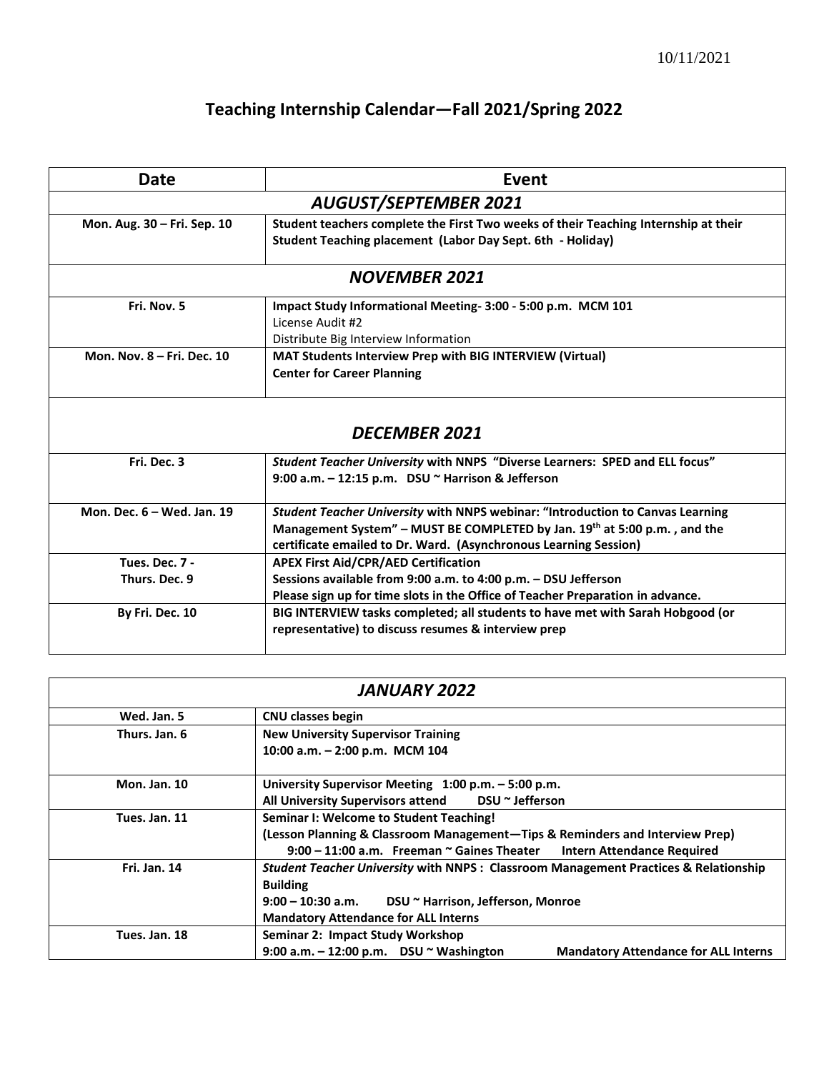10/11/2021

# Teaching Internship Calendar—Fall 2021/Spring 2022

| Date | Event |
| --- | --- |
| ***AUGUST/SEPTEMBER 2021*** | |
| **Mon. Aug. 30 – Fri. Sep. 10** | **Student teachers complete the First Two weeks of their Teaching Internship at their Student Teaching placement (Labor Day Sept. 6th - Holiday)** |
| ***NOVEMBER 2021*** | |
| **Fri. Nov. 5** | **Impact Study Informational Meeting- 3:00 - 5:00 p.m. MCM 101**<br>License Audit #2<br>Distribute Big Interview Information |
| **Mon. Nov. 8 – Fri. Dec. 10** | **MAT Students Interview Prep with BIG INTERVIEW (Virtual)**<br>**Center for Career Planning** |
| ***DECEMBER 2021*** | |
| **Fri. Dec. 3** | ***Student Teacher University* with NNPS "Diverse Learners: SPED and ELL focus"**<br>**9:00 a.m. – 12:15 p.m. DSU ~ Harrison & Jefferson** |
| **Mon. Dec. 6 – Wed. Jan. 19** | ***Student Teacher University* with NNPS webinar: "Introduction to Canvas Learning Management System" – MUST BE COMPLETED by Jan. 19th at 5:00 p.m. , and the certificate emailed to Dr. Ward. (Asynchronous Learning Session)** |
| **Tues. Dec. 7 -<br>Thurs. Dec. 9** | **APEX First Aid/CPR/AED Certification**<br>**Sessions available from 9:00 a.m. to 4:00 p.m. – DSU Jefferson**<br>**Please sign up for time slots in the Office of Teacher Preparation in advance.** |
| **By Fri. Dec. 10** | **BIG INTERVIEW tasks completed; all students to have met with Sarah Hobgood (or representative) to discuss resumes & interview prep** |

| ***JANUARY 2022*** | |
| --- | --- |
| **Wed. Jan. 5** | **CNU classes begin** |
| **Thurs. Jan. 6** | **New University Supervisor Training**<br>**10:00 a.m. – 2:00 p.m. MCM 104** |
| **Mon. Jan. 10** | **University Supervisor Meeting 1:00 p.m. – 5:00 p.m.**<br>**All University Supervisors attend DSU ~ Jefferson** |
| **Tues. Jan. 11** | **Seminar I: Welcome to Student Teaching!**<br>**(Lesson Planning & Classroom Management—Tips & Reminders and Interview Prep)**<br>**9:00 – 11:00 a.m. Freeman ~ Gaines Theater Intern Attendance Required** |
| **Fri. Jan. 14** | ***Student Teacher University* with NNPS : Classroom Management Practices & Relationship Building**<br>**9:00 – 10:30 a.m. DSU ~ Harrison, Jefferson, Monroe**<br>**Mandatory Attendance for ALL Interns** |
| **Tues. Jan. 18** | **Seminar 2: Impact Study Workshop**<br>**9:00 a.m. – 12:00 p.m. DSU ~ Washington Mandatory Attendance for ALL Interns** |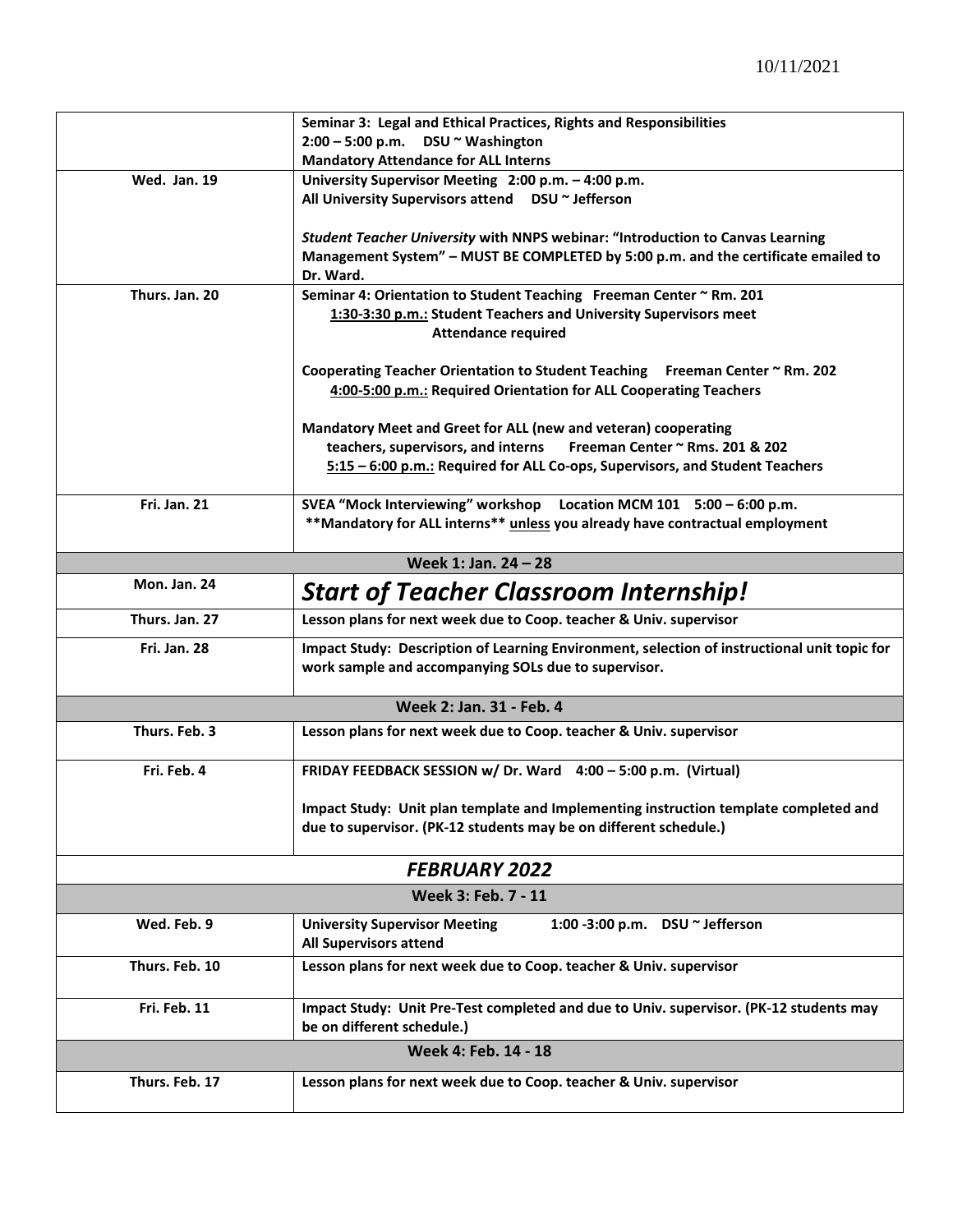| | |
|---|---|
| | **Seminar 3: Legal and Ethical Practices, Rights and Responsibilities**<br>**2:00 – 5:00 p.m. DSU ~ Washington**<br>**Mandatory Attendance for ALL Interns** |
| **Wed. Jan. 19** | **University Supervisor Meeting 2:00 p.m. – 4:00 p.m.**<br>**All University Supervisors attend DSU ~ Jefferson**<br><br>***Student Teacher University* with NNPS webinar: "Introduction to Canvas Learning Management System" – MUST BE COMPLETED by 5:00 p.m. and the certificate emailed to Dr. Ward.** |
| **Thurs. Jan. 20** | **Seminar 4: Orientation to Student Teaching Freeman Center ~ Rm. 201**<br>**<u>1:30-3:30 p.m.:</u> Student Teachers and University Supervisors meet**<br>**Attendance required**<br><br>**Cooperating Teacher Orientation to Student Teaching Freeman Center ~ Rm. 202**<br>**<u>4:00-5:00 p.m.:</u> Required Orientation for ALL Cooperating Teachers**<br><br>**Mandatory Meet and Greet for ALL (new and veteran) cooperating teachers, supervisors, and interns Freeman Center ~ Rms. 201 & 202**<br>**<u>5:15 – 6:00 p.m.:</u> Required for ALL Co-ops, Supervisors, and Student Teachers** |
| **Fri. Jan. 21** | **SVEA "Mock Interviewing" workshop Location MCM 101 5:00 – 6:00 p.m.**<br>**\*\*Mandatory for ALL interns\*\* <u>unless</u> you already have contractual employment** |
| **Week 1: Jan. 24 – 28** | |
| **Mon. Jan. 24** | ***Start of Teacher Classroom Internship!*** |
| **Thurs. Jan. 27** | **Lesson plans for next week due to Coop. teacher & Univ. supervisor** |
| **Fri. Jan. 28** | **Impact Study: Description of Learning Environment, selection of instructional unit topic for work sample and accompanying SOLs due to supervisor.** |
| **Week 2: Jan. 31 - Feb. 4** | |
| **Thurs. Feb. 3** | **Lesson plans for next week due to Coop. teacher & Univ. supervisor** |
| **Fri. Feb. 4** | **FRIDAY FEEDBACK SESSION w/ Dr. Ward 4:00 – 5:00 p.m. (Virtual)**<br><br>**Impact Study: Unit plan template and Implementing instruction template completed and due to supervisor. (PK-12 students may be on different schedule.)** |
| ***FEBRUARY 2022*** | |
| **Week 3: Feb. 7 - 11** | |
| **Wed. Feb. 9** | **University Supervisor Meeting 1:00 -3:00 p.m. DSU ~ Jefferson**<br>**All Supervisors attend** |
| **Thurs. Feb. 10** | **Lesson plans for next week due to Coop. teacher & Univ. supervisor** |
| **Fri. Feb. 11** | **Impact Study: Unit Pre-Test completed and due to Univ. supervisor. (PK-12 students may be on different schedule.)** |
| **Week 4: Feb. 14 - 18** | |
| **Thurs. Feb. 17** | **Lesson plans for next week due to Coop. teacher & Univ. supervisor** |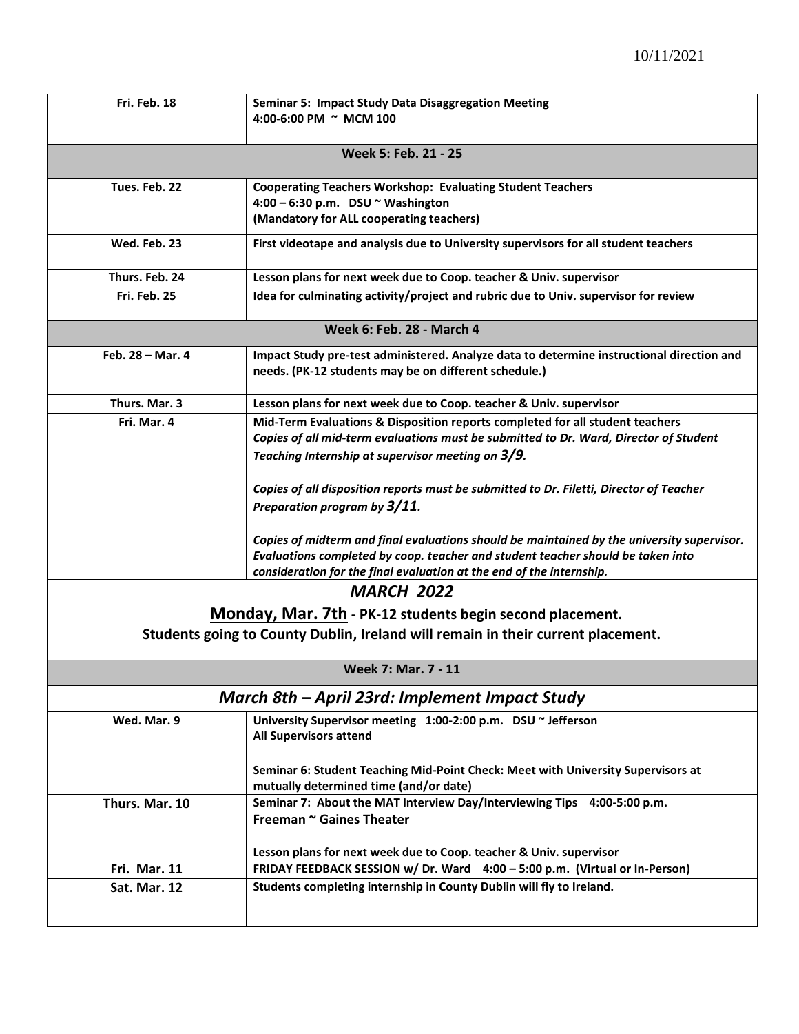10/11/2021

| | |
|---|---|
| **Fri. Feb. 18** | **Seminar 5: Impact Study Data Disaggregation Meeting**<br>**4:00-6:00 PM ~ MCM 100** |
| **Week 5: Feb. 21 - 25** | |
| **Tues. Feb. 22** | **Cooperating Teachers Workshop: Evaluating Student Teachers**<br>**4:00 – 6:30 p.m. DSU ~ Washington**<br>**(Mandatory for ALL cooperating teachers)** |
| **Wed. Feb. 23** | **First videotape and analysis due to University supervisors for all student teachers** |
| **Thurs. Feb. 24** | **Lesson plans for next week due to Coop. teacher & Univ. supervisor** |
| **Fri. Feb. 25** | **Idea for culminating activity/project and rubric due to Univ. supervisor for review** |
| **Week 6: Feb. 28 - March 4** | |
| **Feb. 28 – Mar. 4** | **Impact Study pre-test administered. Analyze data to determine instructional direction and needs. (PK-12 students may be on different schedule.)** |
| **Thurs. Mar. 3** | **Lesson plans for next week due to Coop. teacher & Univ. supervisor** |
| **Fri. Mar. 4** | **Mid-Term Evaluations & Disposition reports completed for all student teachers**<br>***Copies of all mid-term evaluations must be submitted to Dr. Ward, Director of Student Teaching Internship at supervisor meeting on 3/9.***<br><br>***Copies of all disposition reports must be submitted to Dr. Filetti, Director of Teacher Preparation program by 3/11.***<br><br>***Copies of midterm and final evaluations should be maintained by the university supervisor. Evaluations completed by coop. teacher and student teacher should be taken into consideration for the final evaluation at the end of the internship.*** |
| ***MARCH 2022***<br>**Monday, Mar. 7th - PK-12 students begin second placement.**<br>**Students going to County Dublin, Ireland will remain in their current placement.** | |
| **Week 7: Mar. 7 - 11** | |
| ***March 8th – April 23rd: Implement Impact Study*** | |
| **Wed. Mar. 9** | **University Supervisor meeting 1:00-2:00 p.m. DSU ~ Jefferson**<br>**All Supervisors attend**<br><br>**Seminar 6: Student Teaching Mid-Point Check: Meet with University Supervisors at mutually determined time (and/or date)** |
| **Thurs. Mar. 10** | **Seminar 7: About the MAT Interview Day/Interviewing Tips 4:00-5:00 p.m.**<br>**Freeman ~ Gaines Theater**<br><br>**Lesson plans for next week due to Coop. teacher & Univ. supervisor** |
| **Fri. Mar. 11** | **FRIDAY FEEDBACK SESSION w/ Dr. Ward 4:00 – 5:00 p.m. (Virtual or In-Person)** |
| **Sat. Mar. 12** | **Students completing internship in County Dublin will fly to Ireland.** |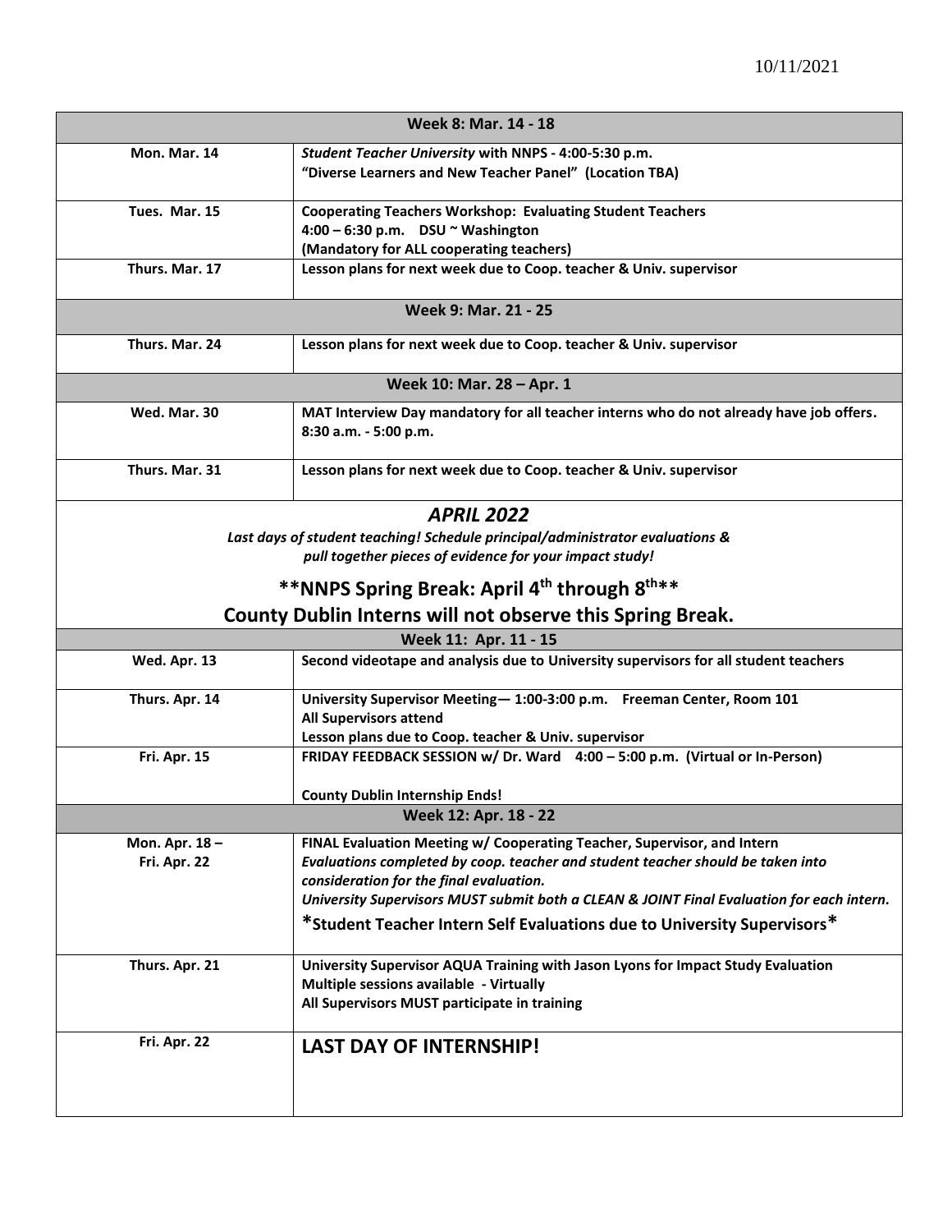10/11/2021

| Week 8: Mar. 14 - 18 | |
|---|---|
| **Mon. Mar. 14** | ***Student Teacher University* with NNPS - 4:00-5:30 p.m.**<br>**"Diverse Learners and New Teacher Panel" (Location TBA)** |
| **Tues. Mar. 15** | **Cooperating Teachers Workshop: Evaluating Student Teachers**<br>**4:00 – 6:30 p.m. DSU ~ Washington**<br>**(Mandatory for ALL cooperating teachers)** |
| **Thurs. Mar. 17** | **Lesson plans for next week due to Coop. teacher & Univ. supervisor** |
| **Week 9: Mar. 21 - 25** | |
| **Thurs. Mar. 24** | **Lesson plans for next week due to Coop. teacher & Univ. supervisor** |
| **Week 10: Mar. 28 – Apr. 1** | |
| **Wed. Mar. 30** | **MAT Interview Day mandatory for all teacher interns who do not already have job offers.**<br>**8:30 a.m. - 5:00 p.m.** |
| **Thurs. Mar. 31** | **Lesson plans for next week due to Coop. teacher & Univ. supervisor** |
| ***APRIL 2022***<br>***Last days of student teaching! Schedule principal/administrator evaluations & pull together pieces of evidence for your impact study!***<br>**\*\*NNPS Spring Break: April 4th through 8th\*\***<br>**County Dublin Interns will not observe this Spring Break.** | |
| **Week 11: Apr. 11 - 15** | |
| **Wed. Apr. 13** | **Second videotape and analysis due to University supervisors for all student teachers** |
| **Thurs. Apr. 14** | **University Supervisor Meeting— 1:00-3:00 p.m. Freeman Center, Room 101**<br>**All Supervisors attend**<br>**Lesson plans due to Coop. teacher & Univ. supervisor** |
| **Fri. Apr. 15** | **FRIDAY FEEDBACK SESSION w/ Dr. Ward 4:00 – 5:00 p.m. (Virtual or In-Person)**<br>**County Dublin Internship Ends!** |
| **Week 12: Apr. 18 - 22** | |
| **Mon. Apr. 18 –**<br>**Fri. Apr. 22** | **FINAL Evaluation Meeting w/ Cooperating Teacher, Supervisor, and Intern**<br>***Evaluations completed by coop. teacher and student teacher should be taken into consideration for the final evaluation.***<br>***University Supervisors MUST submit both a CLEAN & JOINT Final Evaluation for each intern.***<br>**\*Student Teacher Intern Self Evaluations due to University Supervisors\*** |
| **Thurs. Apr. 21** | **University Supervisor AQUA Training with Jason Lyons for Impact Study Evaluation**<br>**Multiple sessions available - Virtually**<br>**All Supervisors MUST participate in training** |
| **Fri. Apr. 22** | **LAST DAY OF INTERNSHIP!** |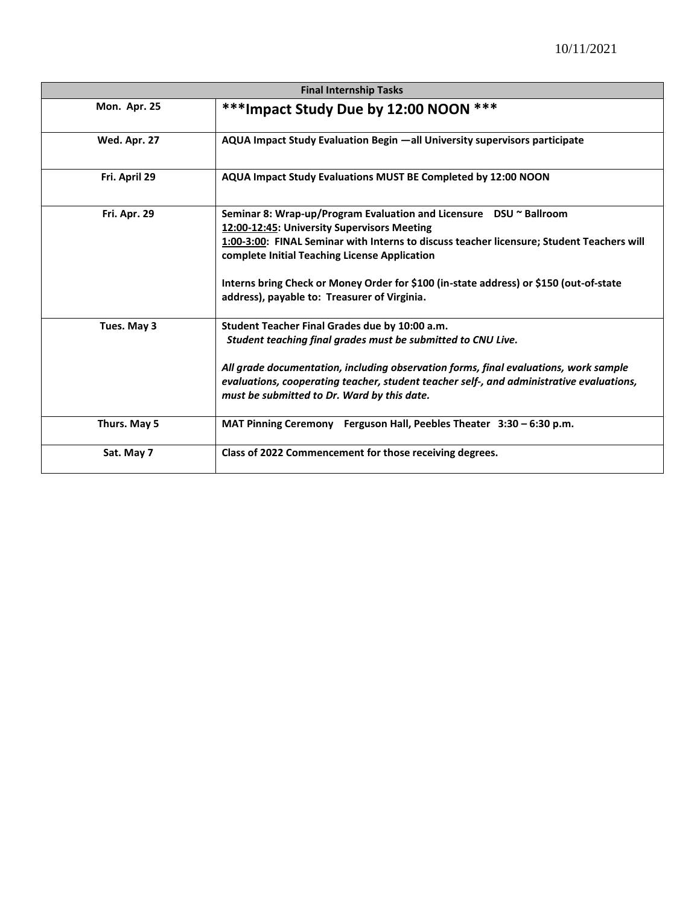10/11/2021

| Final Internship Tasks | |
|---|---|
| **Mon. Apr. 25** | **\*\*\*Impact Study Due by 12:00 NOON \*\*\*** |
| **Wed. Apr. 27** | **AQUA Impact Study Evaluation Begin —all University supervisors participate** |
| **Fri. April 29** | **AQUA Impact Study Evaluations MUST BE Completed by 12:00 NOON** |
| **Fri. Apr. 29** | **Seminar 8: Wrap-up/Program Evaluation and Licensure DSU ~ Ballroom**<br>**12:00-12:45: University Supervisors Meeting**<br>**1:00-3:00: FINAL Seminar with Interns to discuss teacher licensure; Student Teachers will complete Initial Teaching License Application**<br><br>**Interns bring Check or Money Order for $100 (in-state address) or $150 (out-of-state address), payable to: Treasurer of Virginia.** |
| **Tues. May 3** | **Student Teacher Final Grades due by 10:00 a.m.**<br>***Student teaching final grades must be submitted to CNU Live.***<br><br>***All grade documentation, including observation forms, final evaluations, work sample evaluations, cooperating teacher, student teacher self-, and administrative evaluations, must be submitted to Dr. Ward by this date.*** |
| **Thurs. May 5** | **MAT Pinning Ceremony Ferguson Hall, Peebles Theater 3:30 – 6:30 p.m.** |
| **Sat. May 7** | **Class of 2022 Commencement for those receiving degrees.** |